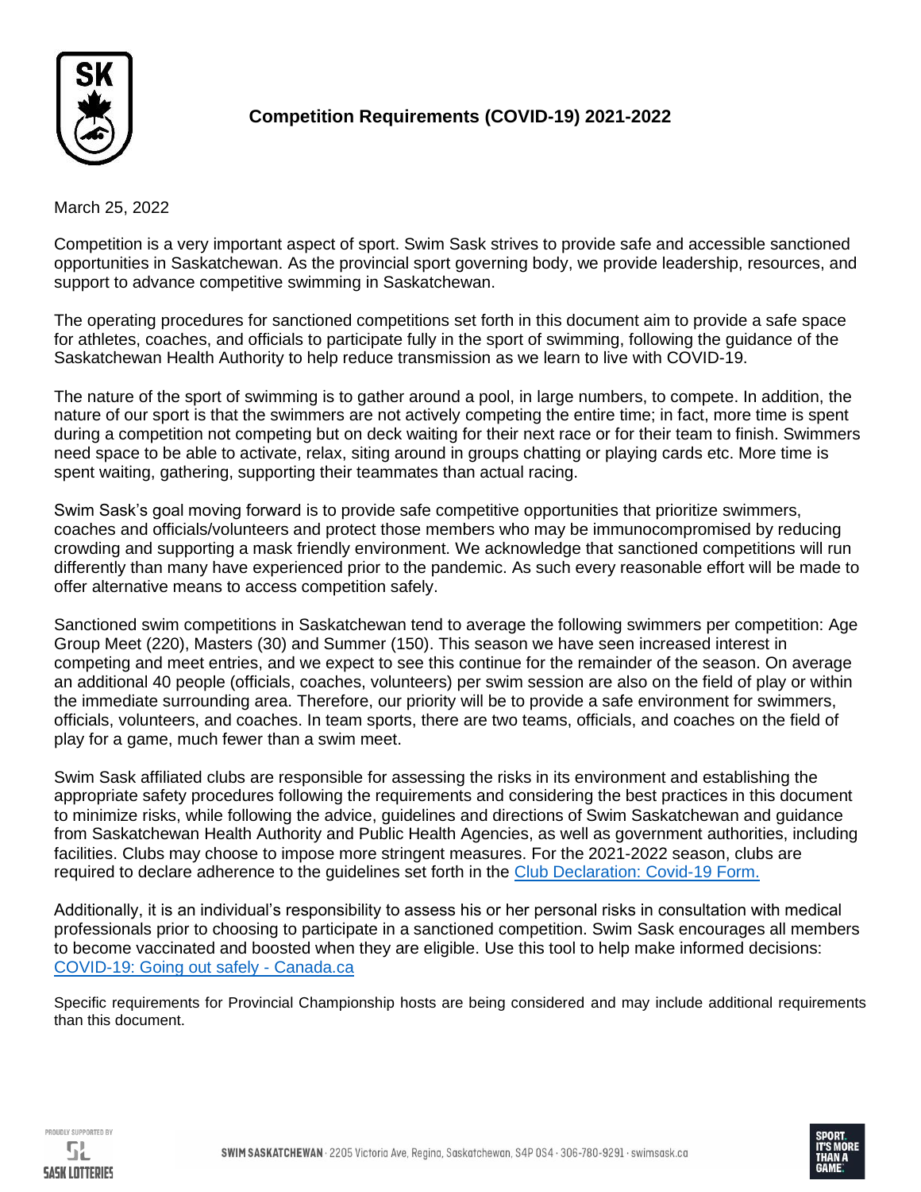# Competition Requirements (COVID-19) 2021-2022

March 25, 2022

Competition is a very important aspect of sport. Swim Sask strives to provide safe and accessible sanctioned opportunities in Saskatchewan. As the provincial sport governing body, we provide leadership, resources, and support to advance competitive swimming in Saskatchewan.

The operating procedures for sanctioned competitions set forth in this document aim to provide a safe space for athletes, coaches, and officials to participate fully in the sport of swimming, following the guidance of the Saskatchewan Health Authority to help reduce transmission as we learn to live with COVID-19.

The nature of the sport of swimming is to gather around a pool, in large numbers, to compete. In addition, the nature of our sport is that the swimmers are not actively competing the entire time; in fact, more time is spent during a competition not competing but on deck waiting for their next race or for their team to finish. Swimmers need space to be able to activate, relax, siting around in groups chatting or playing cards etc. More time is spent waiting, gathering, supporting their teammates than actual racing.

Swim Sask's goal moving forward is to provide safe competitive opportunities that prioritize swimmers, coaches and officials/volunteers and protect those members who may be immunocompromised by reducing crowding and supporting a mask friendly environment. We acknowledge that sanctioned competitions will run differently than many have experienced prior to the pandemic. As such every reasonable effort will be made to offer alternative means to access competition safely.

Sanctioned swim competitions in Saskatchewan tend to average the following swimmers per competition: Age Group Meet (220), Masters (30) and Summer (150). This season we have seen increased interest in competing and meet entries, and we expect to see this continue for the remainder of the season. On average an additional 40 people (officials, coaches, volunteers) per swim session are also on the field of play or within the immediate surrounding area. Therefore, our priority will be to provide a safe environment for swimmers, officials, volunteers, and coaches. In team sports, there are two teams, officials, and coaches on the field of play for a game, much fewer than a swim meet.

Swim Sask affiliated clubs are responsible for assessing the risks in its environment and establishing the appropriate safety procedures following the requirements and considering the best practices in this document to minimize risks, while following the advice, guidelines and directions of Swim Saskatchewan and guidance from Saskatchewan Health Authority and Public Health Agencies, as well as government authorities, including facilities. Clubs may choose to impose more stringent measures. For the 2021-2022 season, clubs are required to declare adherence to the guidelines set forth in the Club Declaration: Covid-19 Form.

Additionally, it is an individual's responsibility to assess his or her personal risks in consultation with medical professionals prior to choosing to participate in a sanctioned competition. Swim Sask encourages all members to become vaccinated and boosted when they are eligible. Use this tool to help make informed decisions: COVID-19: Going out safely - Canada.ca

Specific requirements for Provincial Championship hosts are being considered and may include additional requirements than this document.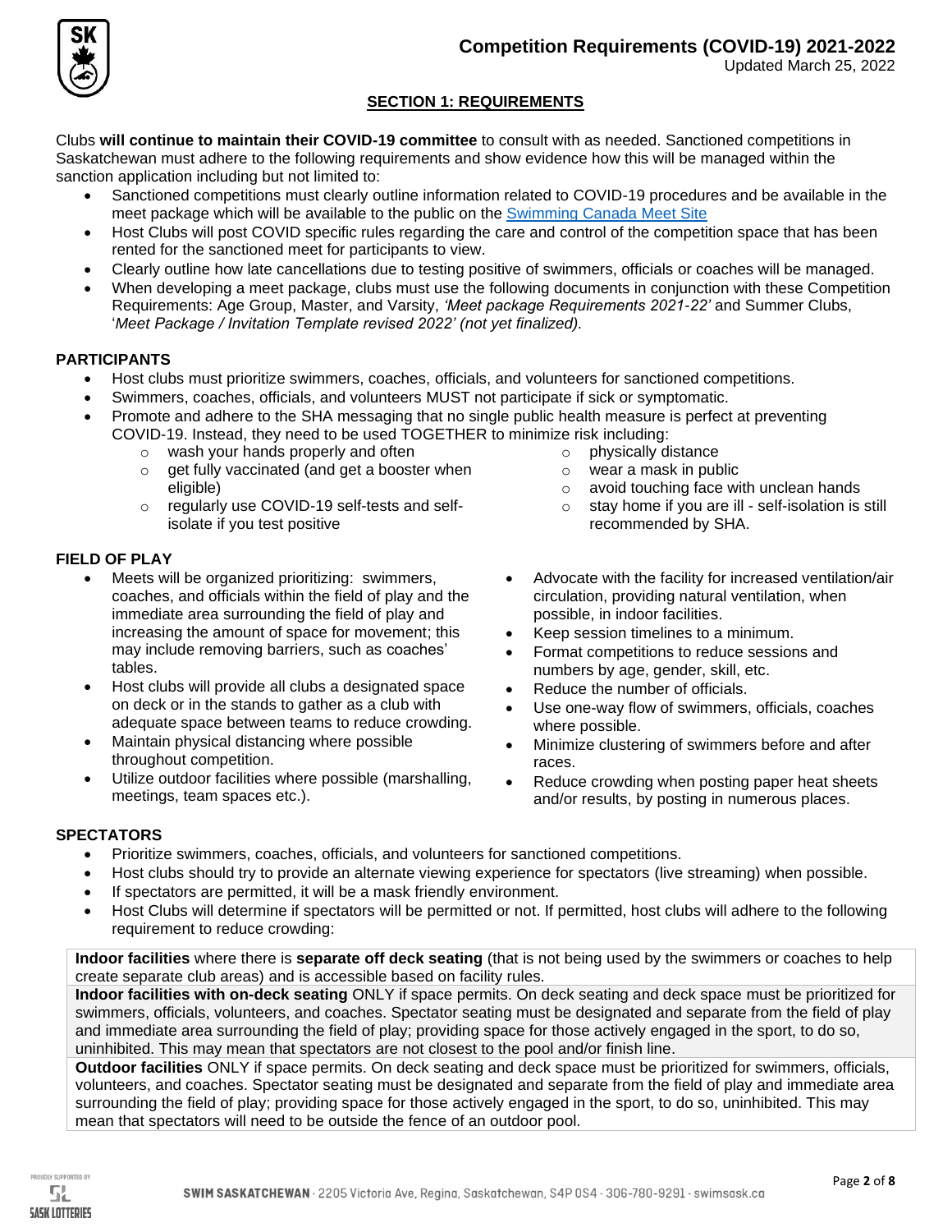# Competition Requirements (COVID-19) 2021-2022

Updated March 25, 2022

## SECTION 1: REQUIREMENTS

Clubs **will continue to maintain their COVID-19 committee** to consult with as needed. Sanctioned competitions in Saskatchewan must adhere to the following requirements and show evidence how this will be managed within the sanction application including but not limited to:

- Sanctioned competitions must clearly outline information related to COVID-19 procedures and be available in the meet package which will be available to the public on the [Swimming Canada Meet Site]
- Host Clubs will post COVID specific rules regarding the care and control of the competition space that has been rented for the sanctioned meet for participants to view.
- Clearly outline how late cancellations due to testing positive of swimmers, officials or coaches will be managed.
- When developing a meet package, clubs must use the following documents in conjunction with these Competition Requirements: Age Group, Master, and Varsity, *'Meet package Requirements 2021-22'* and Summer Clubs, '*Meet Package / Invitation Template revised 2022' (not yet finalized).*

### PARTICIPANTS

- Host clubs must prioritize swimmers, coaches, officials, and volunteers for sanctioned competitions.
- Swimmers, coaches, officials, and volunteers MUST not participate if sick or symptomatic.
- Promote and adhere to the SHA messaging that no single public health measure is perfect at preventing COVID-19. Instead, they need to be used TOGETHER to minimize risk including:
    - wash your hands properly and often
    - get fully vaccinated (and get a booster when eligible)
    - regularly use COVID-19 self-tests and self-isolate if you test positive
    - physically distance
    - wear a mask in public
    - avoid touching face with unclean hands
    - stay home if you are ill - self-isolation is still recommended by SHA.

### FIELD OF PLAY

- Meets will be organized prioritizing: swimmers, coaches, and officials within the field of play and the immediate area surrounding the field of play and increasing the amount of space for movement; this may include removing barriers, such as coaches' tables.
- Host clubs will provide all clubs a designated space on deck or in the stands to gather as a club with adequate space between teams to reduce crowding.
- Maintain physical distancing where possible throughout competition.
- Utilize outdoor facilities where possible (marshalling, meetings, team spaces etc.).
- Advocate with the facility for increased ventilation/air circulation, providing natural ventilation, when possible, in indoor facilities.
- Keep session timelines to a minimum.
- Format competitions to reduce sessions and numbers by age, gender, skill, etc.
- Reduce the number of officials.
- Use one-way flow of swimmers, officials, coaches where possible.
- Minimize clustering of swimmers before and after races.
- Reduce crowding when posting paper heat sheets and/or results, by posting in numerous places.

### SPECTATORS

- Prioritize swimmers, coaches, officials, and volunteers for sanctioned competitions.
- Host clubs should try to provide an alternate viewing experience for spectators (live streaming) when possible.
- If spectators are permitted, it will be a mask friendly environment.
- Host Clubs will determine if spectators will be permitted or not. If permitted, host clubs will adhere to the following requirement to reduce crowding:

| |
|---|
| **Indoor facilities** where there is **separate off deck seating** (that is not being used by the swimmers or coaches to help create separate club areas) and is accessible based on facility rules. |
| **Indoor facilities with on-deck seating** ONLY if space permits. On deck seating and deck space must be prioritized for swimmers, officials, volunteers, and coaches. Spectator seating must be designated and separate from the field of play and immediate area surrounding the field of play; providing space for those actively engaged in the sport, to do so, uninhibited. This may mean that spectators are not closest to the pool and/or finish line. |
| **Outdoor facilities** ONLY if space permits. On deck seating and deck space must be prioritized for swimmers, officials, volunteers, and coaches. Spectator seating must be designated and separate from the field of play and immediate area surrounding the field of play; providing space for those actively engaged in the sport, to do so, uninhibited. This may mean that spectators will need to be outside the fence of an outdoor pool. |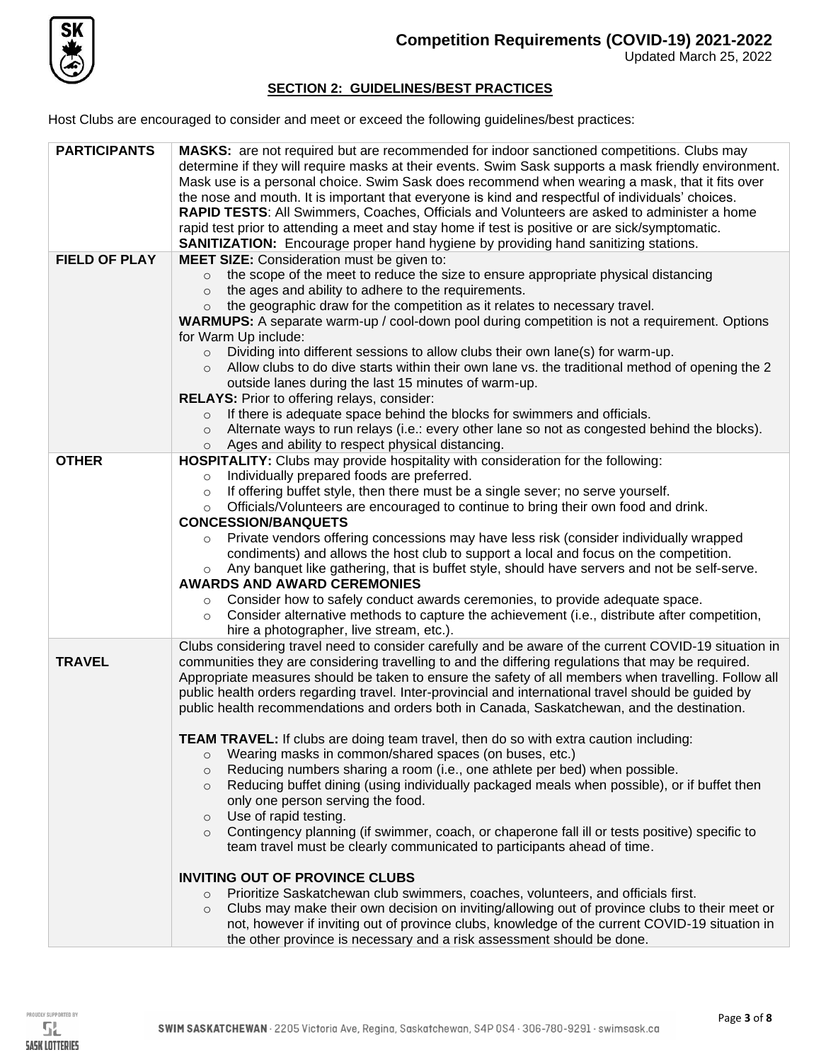## SECTION 2: GUIDELINES/BEST PRACTICES

Host Clubs are encouraged to consider and meet or exceed the following guidelines/best practices:

| | |
|---|---|
| **PARTICIPANTS** | **MASKS:** are not required but are recommended for indoor sanctioned competitions. Clubs may determine if they will require masks at their events. Swim Sask supports a mask friendly environment. Mask use is a personal choice. Swim Sask does recommend when wearing a mask, that it fits over the nose and mouth. It is important that everyone is kind and respectful of individuals' choices.<br>**RAPID TESTS**: All Swimmers, Coaches, Officials and Volunteers are asked to administer a home rapid test prior to attending a meet and stay home if test is positive or are sick/symptomatic.<br>**SANITIZATION:** Encourage proper hand hygiene by providing hand sanitizing stations. |
| **FIELD OF PLAY** | **MEET SIZE:** Consideration must be given to:<br>○ the scope of the meet to reduce the size to ensure appropriate physical distancing<br>○ the ages and ability to adhere to the requirements.<br>○ the geographic draw for the competition as it relates to necessary travel.<br>**WARMUPS:** A separate warm-up / cool-down pool during competition is not a requirement. Options for Warm Up include:<br>○ Dividing into different sessions to allow clubs their own lane(s) for warm-up.<br>○ Allow clubs to do dive starts within their own lane vs. the traditional method of opening the 2 outside lanes during the last 15 minutes of warm-up.<br>**RELAYS:** Prior to offering relays, consider:<br>○ If there is adequate space behind the blocks for swimmers and officials.<br>○ Alternate ways to run relays (i.e.: every other lane so not as congested behind the blocks).<br>○ Ages and ability to respect physical distancing. |
| **OTHER** | **HOSPITALITY:** Clubs may provide hospitality with consideration for the following:<br>○ Individually prepared foods are preferred.<br>○ If offering buffet style, then there must be a single sever; no serve yourself.<br>○ Officials/Volunteers are encouraged to continue to bring their own food and drink.<br>**CONCESSION/BANQUETS**<br>○ Private vendors offering concessions may have less risk (consider individually wrapped condiments) and allows the host club to support a local and focus on the competition.<br>○ Any banquet like gathering, that is buffet style, should have servers and not be self-serve.<br>**AWARDS AND AWARD CEREMONIES**<br>○ Consider how to safely conduct awards ceremonies, to provide adequate space.<br>○ Consider alternative methods to capture the achievement (i.e., distribute after competition, hire a photographer, live stream, etc.). |
| **TRAVEL** | Clubs considering travel need to consider carefully and be aware of the current COVID-19 situation in communities they are considering travelling to and the differing regulations that may be required. Appropriate measures should be taken to ensure the safety of all members when travelling. Follow all public health orders regarding travel. Inter-provincial and international travel should be guided by public health recommendations and orders both in Canada, Saskatchewan, and the destination.<br><br>**TEAM TRAVEL:** If clubs are doing team travel, then do so with extra caution including:<br>○ Wearing masks in common/shared spaces (on buses, etc.)<br>○ Reducing numbers sharing a room (i.e., one athlete per bed) when possible.<br>○ Reducing buffet dining (using individually packaged meals when possible), or if buffet then only one person serving the food.<br>○ Use of rapid testing.<br>○ Contingency planning (if swimmer, coach, or chaperone fall ill or tests positive) specific to team travel must be clearly communicated to participants ahead of time.<br><br>**INVITING OUT OF PROVINCE CLUBS**<br>○ Prioritize Saskatchewan club swimmers, coaches, volunteers, and officials first.<br>○ Clubs may make their own decision on inviting/allowing out of province clubs to their meet or not, however if inviting out of province clubs, knowledge of the current COVID-19 situation in the other province is necessary and a risk assessment should be done. |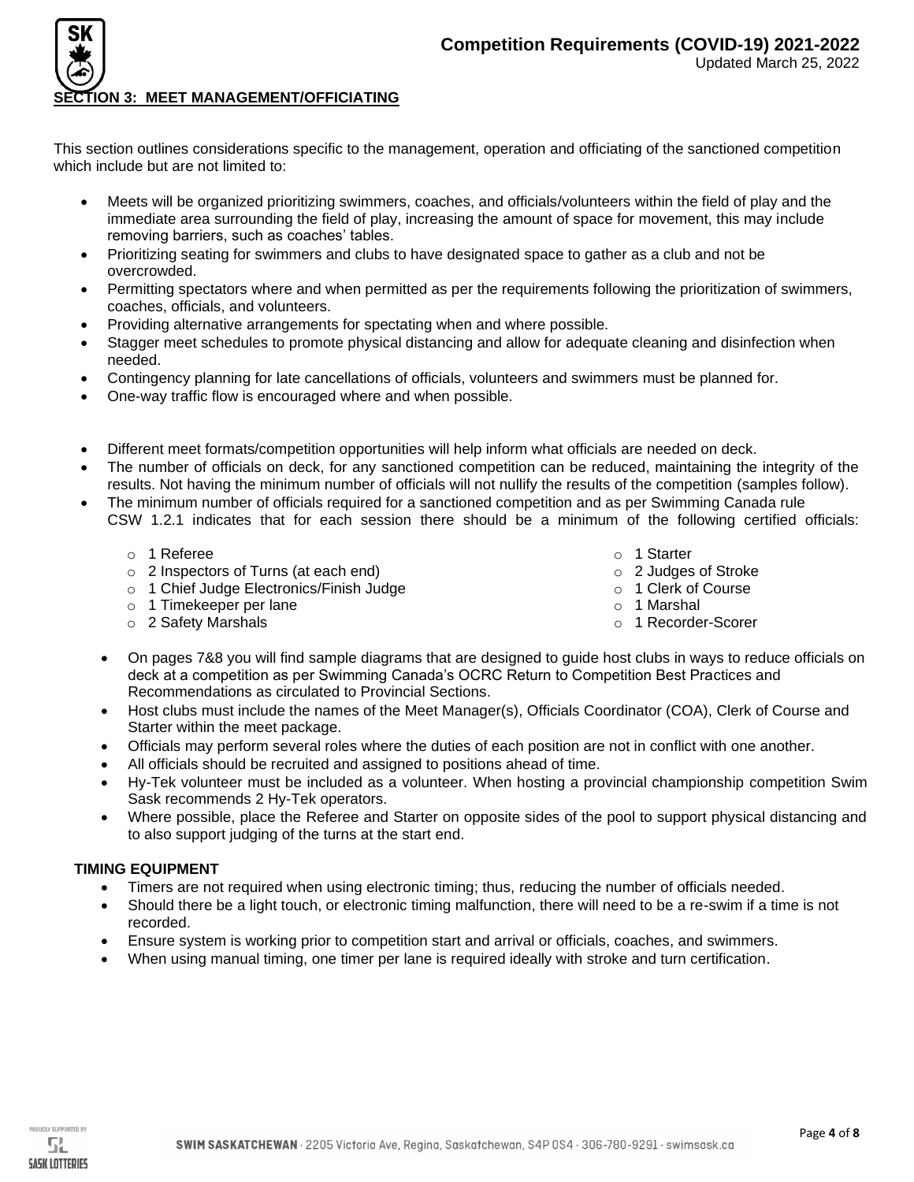## SECTION 3: MEET MANAGEMENT/OFFICIATING

This section outlines considerations specific to the management, operation and officiating of the sanctioned competition which include but are not limited to:

- Meets will be organized prioritizing swimmers, coaches, and officials/volunteers within the field of play and the immediate area surrounding the field of play, increasing the amount of space for movement, this may include removing barriers, such as coaches' tables.
- Prioritizing seating for swimmers and clubs to have designated space to gather as a club and not be overcrowded.
- Permitting spectators where and when permitted as per the requirements following the prioritization of swimmers, coaches, officials, and volunteers.
- Providing alternative arrangements for spectating when and where possible.
- Stagger meet schedules to promote physical distancing and allow for adequate cleaning and disinfection when needed.
- Contingency planning for late cancellations of officials, volunteers and swimmers must be planned for.
- One-way traffic flow is encouraged where and when possible.

- Different meet formats/competition opportunities will help inform what officials are needed on deck.
- The number of officials on deck, for any sanctioned competition can be reduced, maintaining the integrity of the results. Not having the minimum number of officials will not nullify the results of the competition (samples follow).
- The minimum number of officials required for a sanctioned competition and as per Swimming Canada rule CSW 1.2.1 indicates that for each session there should be a minimum of the following certified officials:
  - 1 Referee
  - 2 Inspectors of Turns (at each end)
  - 1 Chief Judge Electronics/Finish Judge
  - 1 Timekeeper per lane
  - 2 Safety Marshals
  - 1 Starter
  - 2 Judges of Stroke
  - 1 Clerk of Course
  - 1 Marshal
  - 1 Recorder-Scorer
- On pages 7&8 you will find sample diagrams that are designed to guide host clubs in ways to reduce officials on deck at a competition as per Swimming Canada's OCRC Return to Competition Best Practices and Recommendations as circulated to Provincial Sections.
- Host clubs must include the names of the Meet Manager(s), Officials Coordinator (COA), Clerk of Course and Starter within the meet package.
- Officials may perform several roles where the duties of each position are not in conflict with one another.
- All officials should be recruited and assigned to positions ahead of time.
- Hy-Tek volunteer must be included as a volunteer. When hosting a provincial championship competition Swim Sask recommends 2 Hy-Tek operators.
- Where possible, place the Referee and Starter on opposite sides of the pool to support physical distancing and to also support judging of the turns at the start end.

### TIMING EQUIPMENT

- Timers are not required when using electronic timing; thus, reducing the number of officials needed.
- Should there be a light touch, or electronic timing malfunction, there will need to be a re-swim if a time is not recorded.
- Ensure system is working prior to competition start and arrival or officials, coaches, and swimmers.
- When using manual timing, one timer per lane is required ideally with stroke and turn certification.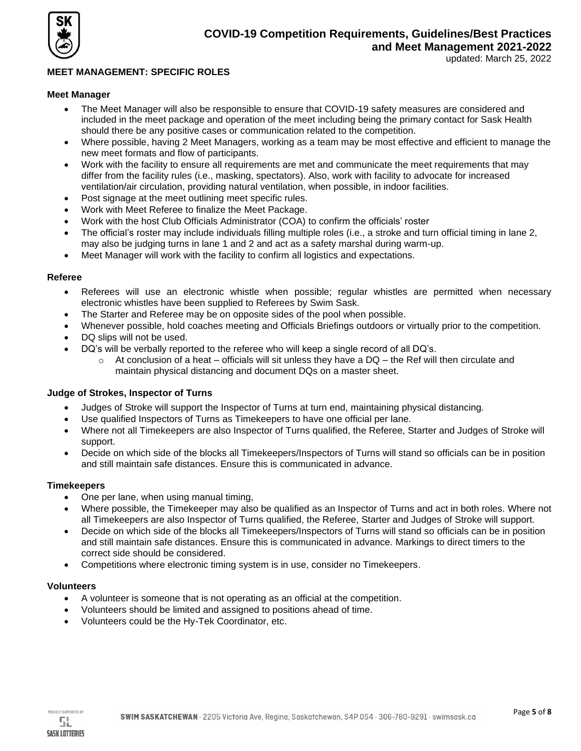## MEET MANAGEMENT: SPECIFIC ROLES

### Meet Manager

- The Meet Manager will also be responsible to ensure that COVID-19 safety measures are considered and included in the meet package and operation of the meet including being the primary contact for Sask Health should there be any positive cases or communication related to the competition.
- Where possible, having 2 Meet Managers, working as a team may be most effective and efficient to manage the new meet formats and flow of participants.
- Work with the facility to ensure all requirements are met and communicate the meet requirements that may differ from the facility rules (i.e., masking, spectators). Also, work with facility to advocate for increased ventilation/air circulation, providing natural ventilation, when possible, in indoor facilities.
- Post signage at the meet outlining meet specific rules.
- Work with Meet Referee to finalize the Meet Package.
- Work with the host Club Officials Administrator (COA) to confirm the officials' roster
- The official's roster may include individuals filling multiple roles (i.e., a stroke and turn official timing in lane 2, may also be judging turns in lane 1 and 2 and act as a safety marshal during warm-up.
- Meet Manager will work with the facility to confirm all logistics and expectations.

### Referee

- Referees will use an electronic whistle when possible; regular whistles are permitted when necessary electronic whistles have been supplied to Referees by Swim Sask.
- The Starter and Referee may be on opposite sides of the pool when possible.
- Whenever possible, hold coaches meeting and Officials Briefings outdoors or virtually prior to the competition.
- DQ slips will not be used.
- DQ's will be verbally reported to the referee who will keep a single record of all DQ's.
  - At conclusion of a heat – officials will sit unless they have a DQ – the Ref will then circulate and maintain physical distancing and document DQs on a master sheet.

### Judge of Strokes, Inspector of Turns

- Judges of Stroke will support the Inspector of Turns at turn end, maintaining physical distancing.
- Use qualified Inspectors of Turns as Timekeepers to have one official per lane.
- Where not all Timekeepers are also Inspector of Turns qualified, the Referee, Starter and Judges of Stroke will support.
- Decide on which side of the blocks all Timekeepers/Inspectors of Turns will stand so officials can be in position and still maintain safe distances. Ensure this is communicated in advance.

### Timekeepers

- One per lane, when using manual timing,
- Where possible, the Timekeeper may also be qualified as an Inspector of Turns and act in both roles. Where not all Timekeepers are also Inspector of Turns qualified, the Referee, Starter and Judges of Stroke will support.
- Decide on which side of the blocks all Timekeepers/Inspectors of Turns will stand so officials can be in position and still maintain safe distances. Ensure this is communicated in advance. Markings to direct timers to the correct side should be considered.
- Competitions where electronic timing system is in use, consider no Timekeepers.

### Volunteers

- A volunteer is someone that is not operating as an official at the competition.
- Volunteers should be limited and assigned to positions ahead of time.
- Volunteers could be the Hy-Tek Coordinator, etc.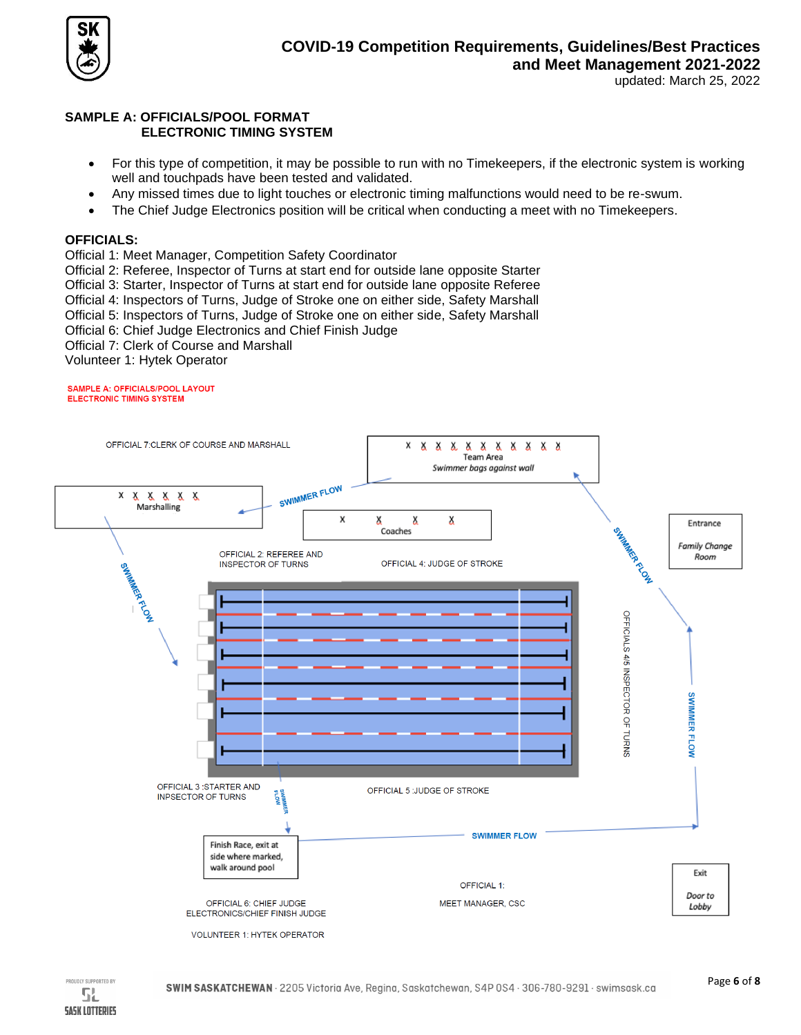### SAMPLE A: OFFICIALS/POOL FORMAT
### ELECTRONIC TIMING SYSTEM

- For this type of competition, it may be possible to run with no Timekeepers, if the electronic system is working well and touchpads have been tested and validated.
- Any missed times due to light touches or electronic timing malfunctions would need to be re-swum.
- The Chief Judge Electronics position will be critical when conducting a meet with no Timekeepers.

**OFFICIALS:**

Official 1: Meet Manager, Competition Safety Coordinator
Official 2: Referee, Inspector of Turns at start end for outside lane opposite Starter
Official 3: Starter, Inspector of Turns at start end for outside lane opposite Referee
Official 4: Inspectors of Turns, Judge of Stroke one on either side, Safety Marshall
Official 5: Inspectors of Turns, Judge of Stroke one on either side, Safety Marshall
Official 6: Chief Judge Electronics and Chief Finish Judge
Official 7: Clerk of Course and Marshall
Volunteer 1: Hytek Operator

**SAMPLE A: OFFICIALS/POOL LAYOUT**
**ELECTRONIC TIMING SYSTEM**

OFFICIAL 7:CLERK OF COURSE AND MARSHALL

Team Area
*Swimmer bags against wall*

Marshalling

SWIMMER FLOW

Coaches

Entrance
*Family Change Room*

OFFICIAL 2: REFEREE AND INSPECTOR OF TURNS

OFFICIAL 4: JUDGE OF STROKE

OFFICIALS 4/5 INSPECTOR OF TURNS

OFFICIAL 3 :STARTER AND INPSECTOR OF TURNS

OFFICIAL 5 :JUDGE OF STROKE

Finish Race, exit at side where marked, walk around pool

Exit
*Door to Lobby*

OFFICIAL 1: MEET MANAGER, CSC

OFFICIAL 6: CHIEF JUDGE ELECTRONICS/CHIEF FINISH JUDGE

VOLUNTEER 1: HYTEK OPERATOR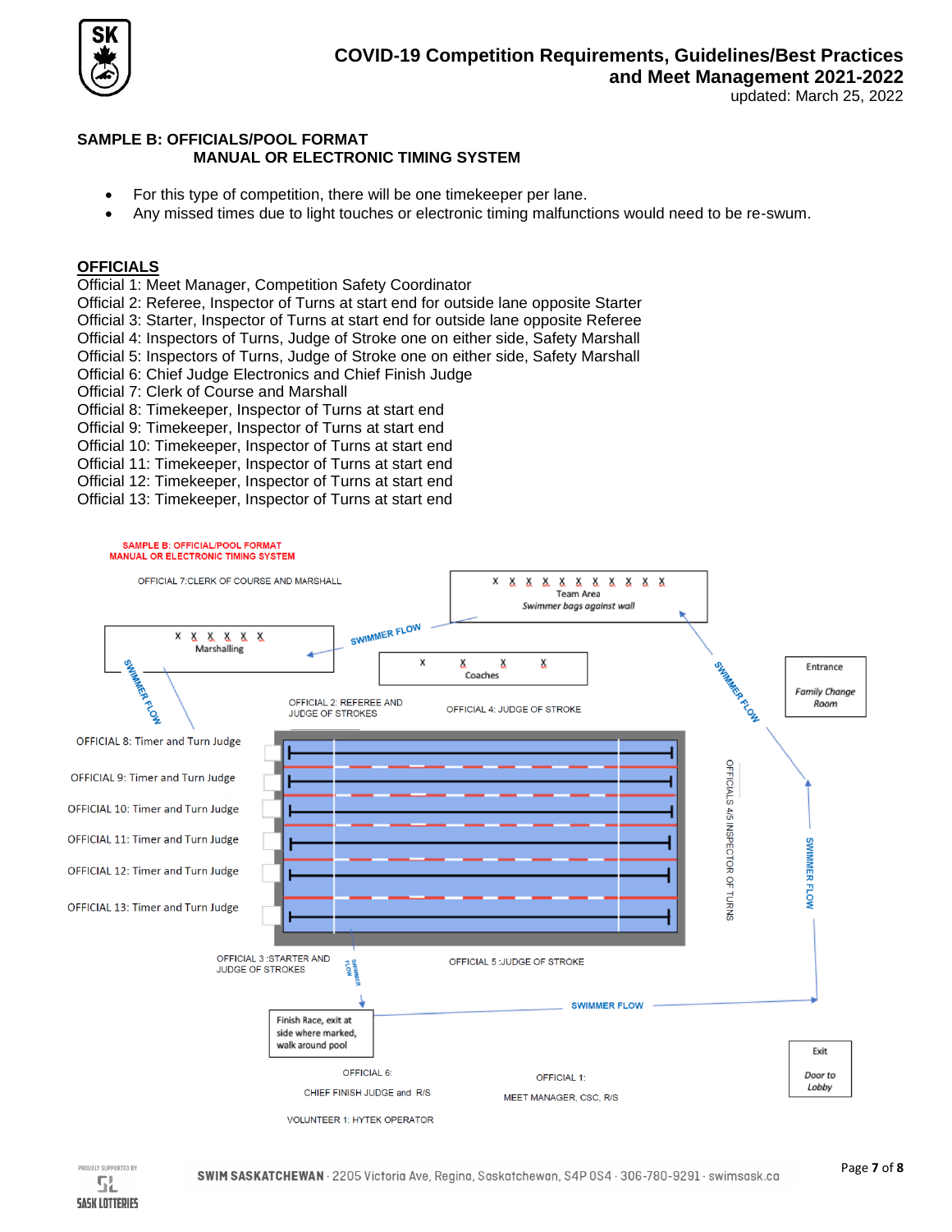## SAMPLE B: OFFICIALS/POOL FORMAT
### MANUAL OR ELECTRONIC TIMING SYSTEM

- For this type of competition, there will be one timekeeper per lane.
- Any missed times due to light touches or electronic timing malfunctions would need to be re-swum.

## OFFICIALS

Official 1: Meet Manager, Competition Safety Coordinator
Official 2: Referee, Inspector of Turns at start end for outside lane opposite Starter
Official 3: Starter, Inspector of Turns at start end for outside lane opposite Referee
Official 4: Inspectors of Turns, Judge of Stroke one on either side, Safety Marshall
Official 5: Inspectors of Turns, Judge of Stroke one on either side, Safety Marshall
Official 6: Chief Judge Electronics and Chief Finish Judge
Official 7: Clerk of Course and Marshall
Official 8: Timekeeper, Inspector of Turns at start end
Official 9: Timekeeper, Inspector of Turns at start end
Official 10: Timekeeper, Inspector of Turns at start end
Official 11: Timekeeper, Inspector of Turns at start end
Official 12: Timekeeper, Inspector of Turns at start end
Official 13: Timekeeper, Inspector of Turns at start end

SAMPLE B: OFFICIAL/POOL FORMAT
MANUAL OR ELECTRONIC TIMING SYSTEM

OFFICIAL 7: CLERK OF COURSE AND MARSHALL

Team Area
*Swimmer bags against wall*

Marshalling

Coaches

Entrance
*Family Change Room*

SWIMMER FLOW

OFFICIAL 2: REFEREE AND JUDGE OF STROKES

OFFICIAL 4: JUDGE OF STROKE

OFFICIAL 8: Timer and Turn Judge
OFFICIAL 9: Timer and Turn Judge
OFFICIAL 10: Timer and Turn Judge
OFFICIAL 11: Timer and Turn Judge
OFFICIAL 12: Timer and Turn Judge
OFFICIAL 13: Timer and Turn Judge

OFFICIALS 4/5 INSPECTOR OF TURNS

OFFICIAL 3: STARTER AND JUDGE OF STROKES

OFFICIAL 5: JUDGE OF STROKE

Finish Race, exit at side where marked, walk around pool

OFFICIAL 6: CHIEF FINISH JUDGE and R/S

OFFICIAL 1: MEET MANAGER, CSC, R/S

VOLUNTEER 1: HYTEK OPERATOR

Exit
*Door to Lobby*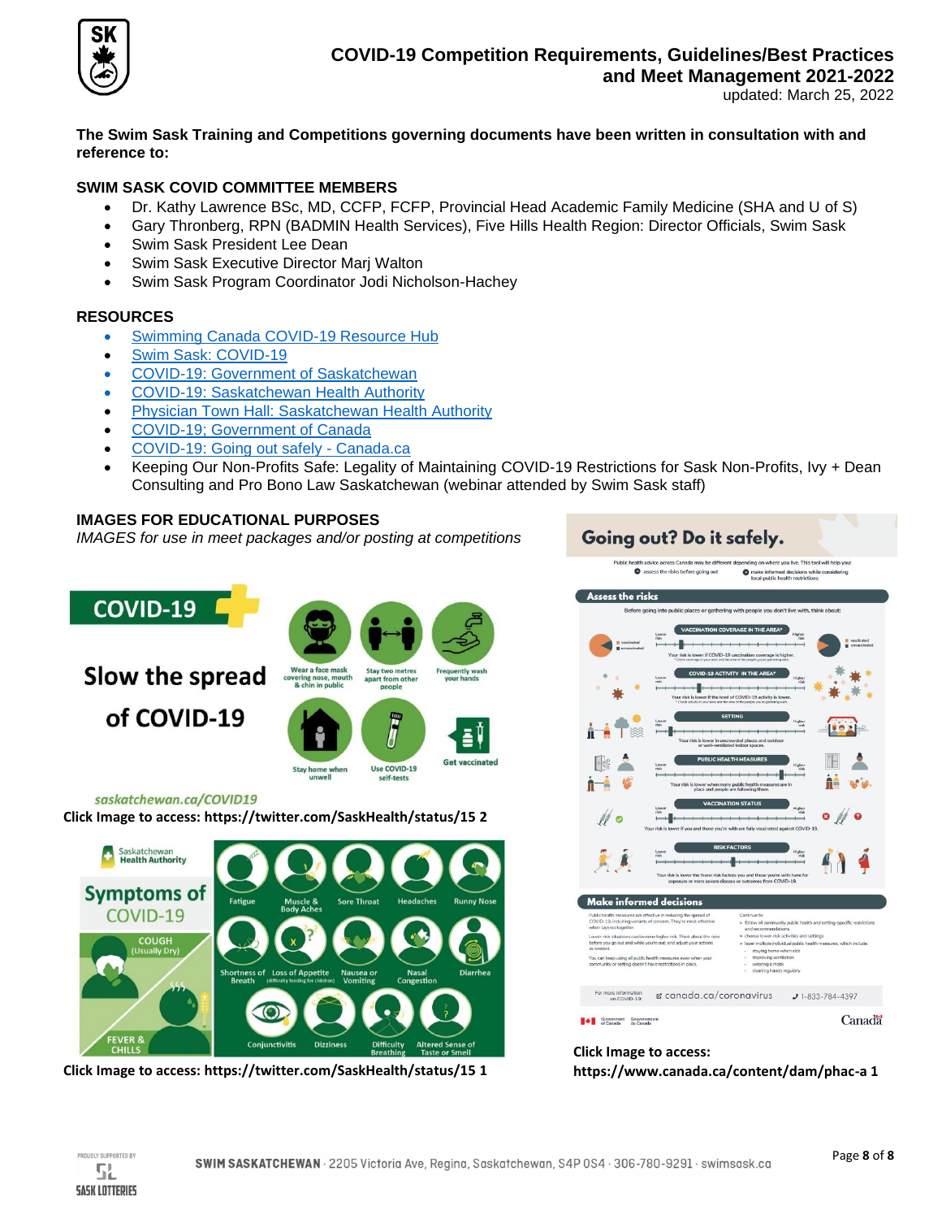**The Swim Sask Training and Competitions governing documents have been written in consultation with and reference to:**

## SWIM SASK COVID COMMITTEE MEMBERS

- Dr. Kathy Lawrence BSc, MD, CCFP, FCFP, Provincial Head Academic Family Medicine (SHA and U of S)
- Gary Thronberg, RPN (BADMIN Health Services), Five Hills Health Region: Director Officials, Swim Sask
- Swim Sask President Lee Dean
- Swim Sask Executive Director Marj Walton
- Swim Sask Program Coordinator Jodi Nicholson-Hachey

## RESOURCES

- Swimming Canada COVID-19 Resource Hub
- Swim Sask: COVID-19
- COVID-19: Government of Saskatchewan
- COVID-19: Saskatchewan Health Authority
- Physician Town Hall: Saskatchewan Health Authority
- COVID-19; Government of Canada
- COVID-19: Going out safely - Canada.ca
- Keeping Our Non-Profits Safe: Legality of Maintaining COVID-19 Restrictions for Sask Non-Profits, Ivy + Dean Consulting and Pro Bono Law Saskatchewan (webinar attended by Swim Sask staff)

## IMAGES FOR EDUCATIONAL PURPOSES

*IMAGES for use in meet packages and/or posting at competitions*

**Click Image to access: https://twitter.com/SaskHealth/status/15 2**

**Click Image to access: https://twitter.com/SaskHealth/status/15 1**

**Click Image to access: https://www.canada.ca/content/dam/phac-a 1**